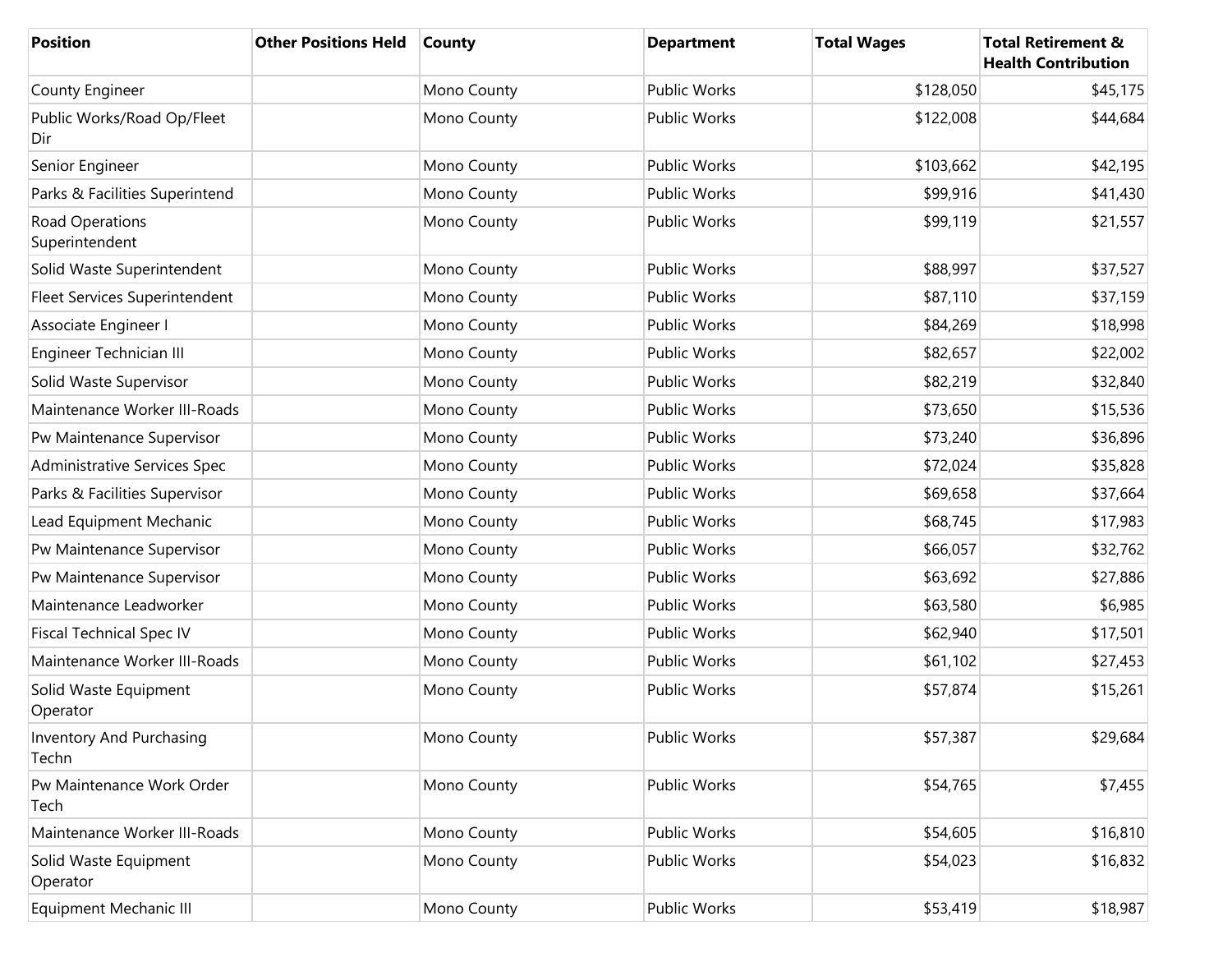| Position | Other Positions Held | County | Department | Total Wages | Total Retirement & Health Contribution |
|---|---|---|---|---|---|
| County Engineer | | Mono County | Public Works | $128,050 | $45,175 |
| Public Works/Road Op/Fleet Dir | | Mono County | Public Works | $122,008 | $44,684 |
| Senior Engineer | | Mono County | Public Works | $103,662 | $42,195 |
| Parks & Facilities Superintend | | Mono County | Public Works | $99,916 | $41,430 |
| Road Operations Superintendent | | Mono County | Public Works | $99,119 | $21,557 |
| Solid Waste Superintendent | | Mono County | Public Works | $88,997 | $37,527 |
| Fleet Services Superintendent | | Mono County | Public Works | $87,110 | $37,159 |
| Associate Engineer I | | Mono County | Public Works | $84,269 | $18,998 |
| Engineer Technician III | | Mono County | Public Works | $82,657 | $22,002 |
| Solid Waste Supervisor | | Mono County | Public Works | $82,219 | $32,840 |
| Maintenance Worker III-Roads | | Mono County | Public Works | $73,650 | $15,536 |
| Pw Maintenance Supervisor | | Mono County | Public Works | $73,240 | $36,896 |
| Administrative Services Spec | | Mono County | Public Works | $72,024 | $35,828 |
| Parks & Facilities Supervisor | | Mono County | Public Works | $69,658 | $37,664 |
| Lead Equipment Mechanic | | Mono County | Public Works | $68,745 | $17,983 |
| Pw Maintenance Supervisor | | Mono County | Public Works | $66,057 | $32,762 |
| Pw Maintenance Supervisor | | Mono County | Public Works | $63,692 | $27,886 |
| Maintenance Leadworker | | Mono County | Public Works | $63,580 | $6,985 |
| Fiscal Technical Spec IV | | Mono County | Public Works | $62,940 | $17,501 |
| Maintenance Worker III-Roads | | Mono County | Public Works | $61,102 | $27,453 |
| Solid Waste Equipment Operator | | Mono County | Public Works | $57,874 | $15,261 |
| Inventory And Purchasing Techn | | Mono County | Public Works | $57,387 | $29,684 |
| Pw Maintenance Work Order Tech | | Mono County | Public Works | $54,765 | $7,455 |
| Maintenance Worker III-Roads | | Mono County | Public Works | $54,605 | $16,810 |
| Solid Waste Equipment Operator | | Mono County | Public Works | $54,023 | $16,832 |
| Equipment Mechanic III | | Mono County | Public Works | $53,419 | $18,987 |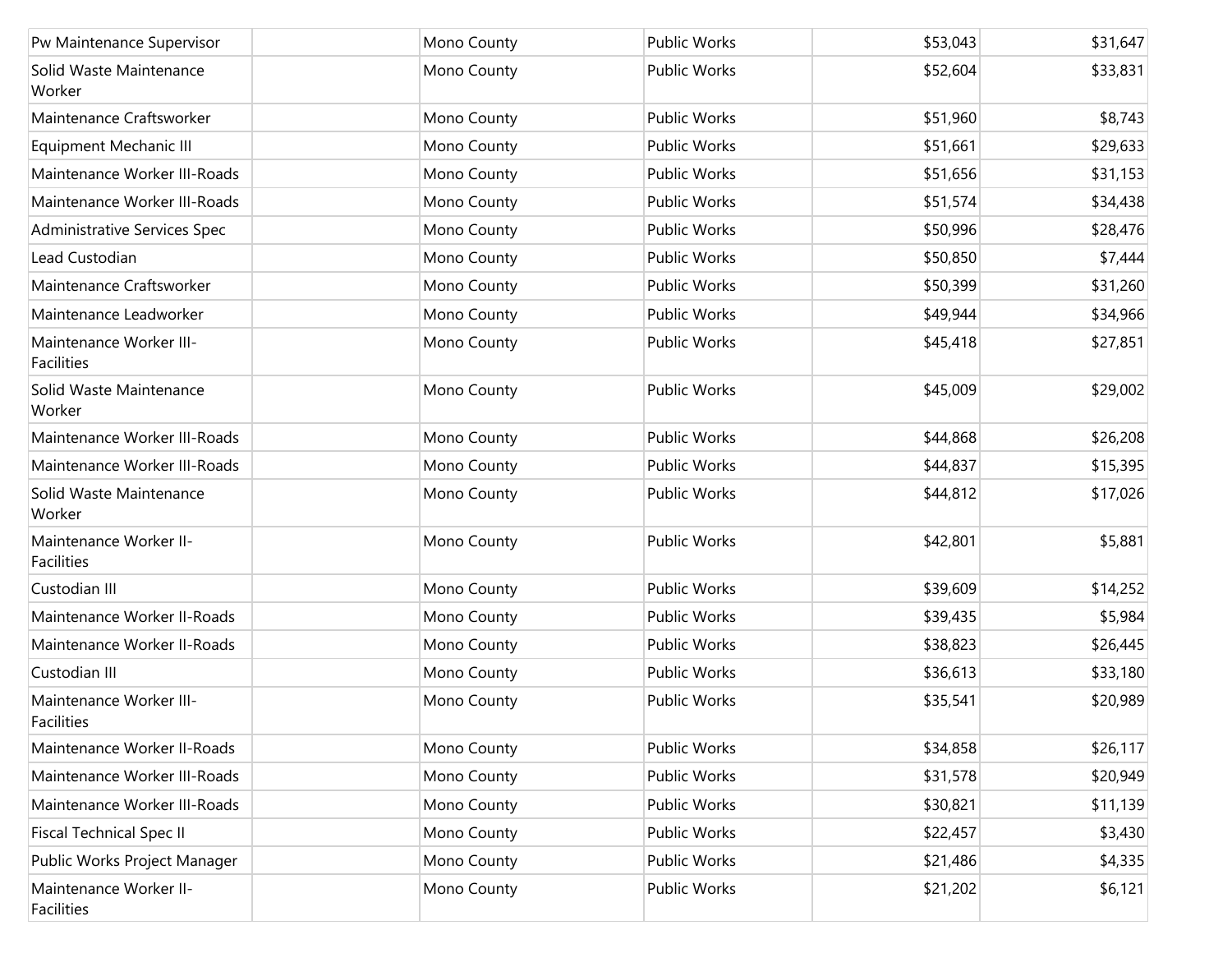| | | | | | |
|---|---|---|---|---|---|
| Pw Maintenance Supervisor | | Mono County | Public Works | $53,043 | $31,647 |
| Solid Waste Maintenance Worker | | Mono County | Public Works | $52,604 | $33,831 |
| Maintenance Craftsworker | | Mono County | Public Works | $51,960 | $8,743 |
| Equipment Mechanic III | | Mono County | Public Works | $51,661 | $29,633 |
| Maintenance Worker III-Roads | | Mono County | Public Works | $51,656 | $31,153 |
| Maintenance Worker III-Roads | | Mono County | Public Works | $51,574 | $34,438 |
| Administrative Services Spec | | Mono County | Public Works | $50,996 | $28,476 |
| Lead Custodian | | Mono County | Public Works | $50,850 | $7,444 |
| Maintenance Craftsworker | | Mono County | Public Works | $50,399 | $31,260 |
| Maintenance Leadworker | | Mono County | Public Works | $49,944 | $34,966 |
| Maintenance Worker III-Facilities | | Mono County | Public Works | $45,418 | $27,851 |
| Solid Waste Maintenance Worker | | Mono County | Public Works | $45,009 | $29,002 |
| Maintenance Worker III-Roads | | Mono County | Public Works | $44,868 | $26,208 |
| Maintenance Worker III-Roads | | Mono County | Public Works | $44,837 | $15,395 |
| Solid Waste Maintenance Worker | | Mono County | Public Works | $44,812 | $17,026 |
| Maintenance Worker II-Facilities | | Mono County | Public Works | $42,801 | $5,881 |
| Custodian III | | Mono County | Public Works | $39,609 | $14,252 |
| Maintenance Worker II-Roads | | Mono County | Public Works | $39,435 | $5,984 |
| Maintenance Worker II-Roads | | Mono County | Public Works | $38,823 | $26,445 |
| Custodian III | | Mono County | Public Works | $36,613 | $33,180 |
| Maintenance Worker III-Facilities | | Mono County | Public Works | $35,541 | $20,989 |
| Maintenance Worker II-Roads | | Mono County | Public Works | $34,858 | $26,117 |
| Maintenance Worker III-Roads | | Mono County | Public Works | $31,578 | $20,949 |
| Maintenance Worker III-Roads | | Mono County | Public Works | $30,821 | $11,139 |
| Fiscal Technical Spec II | | Mono County | Public Works | $22,457 | $3,430 |
| Public Works Project Manager | | Mono County | Public Works | $21,486 | $4,335 |
| Maintenance Worker II-Facilities | | Mono County | Public Works | $21,202 | $6,121 |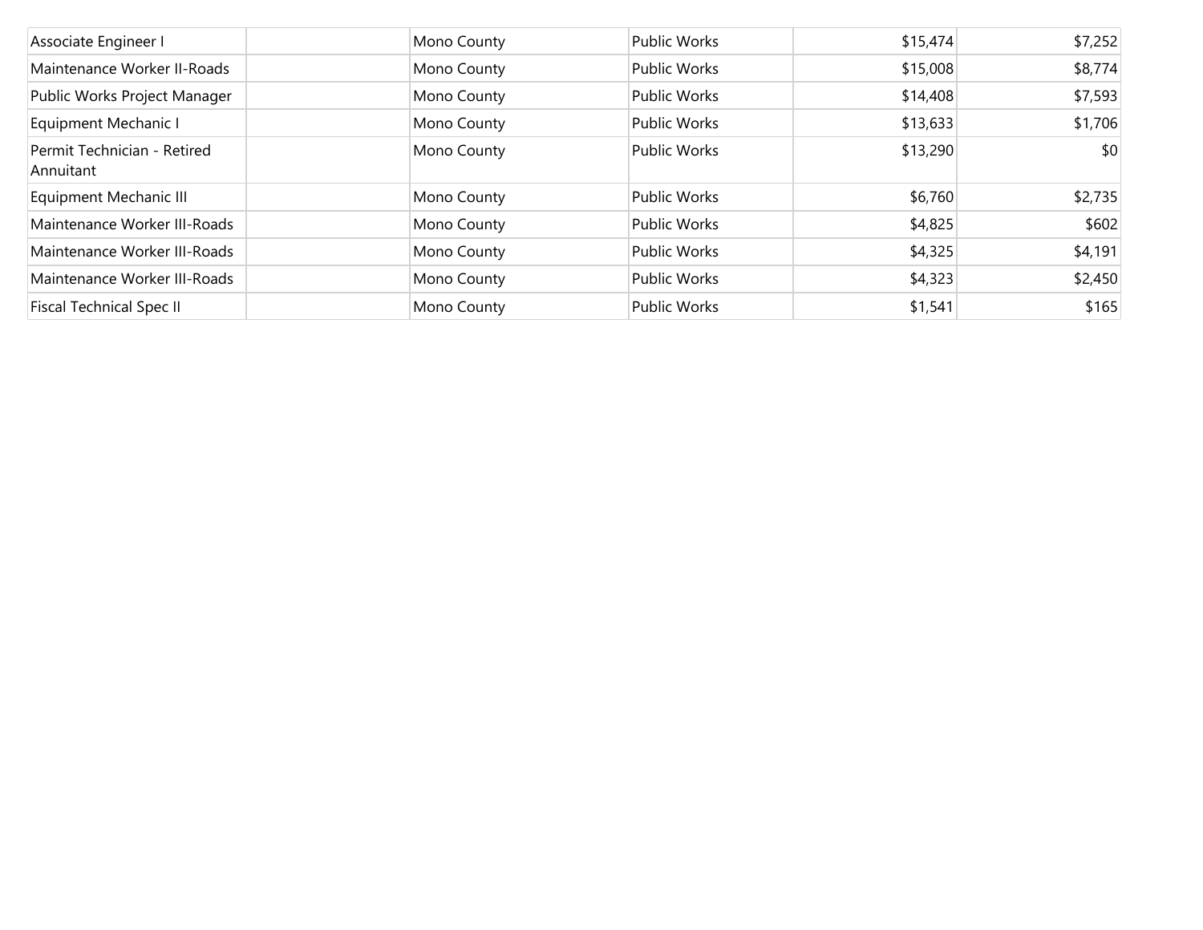| | | | | | |
|---|---|---|---|---|---|
| Associate Engineer I | | Mono County | Public Works | $15,474 | $7,252 |
| Maintenance Worker II-Roads | | Mono County | Public Works | $15,008 | $8,774 |
| Public Works Project Manager | | Mono County | Public Works | $14,408 | $7,593 |
| Equipment Mechanic I | | Mono County | Public Works | $13,633 | $1,706 |
| Permit Technician - Retired Annuitant | | Mono County | Public Works | $13,290 | $0 |
| Equipment Mechanic III | | Mono County | Public Works | $6,760 | $2,735 |
| Maintenance Worker III-Roads | | Mono County | Public Works | $4,825 | $602 |
| Maintenance Worker III-Roads | | Mono County | Public Works | $4,325 | $4,191 |
| Maintenance Worker III-Roads | | Mono County | Public Works | $4,323 | $2,450 |
| Fiscal Technical Spec II | | Mono County | Public Works | $1,541 | $165 |